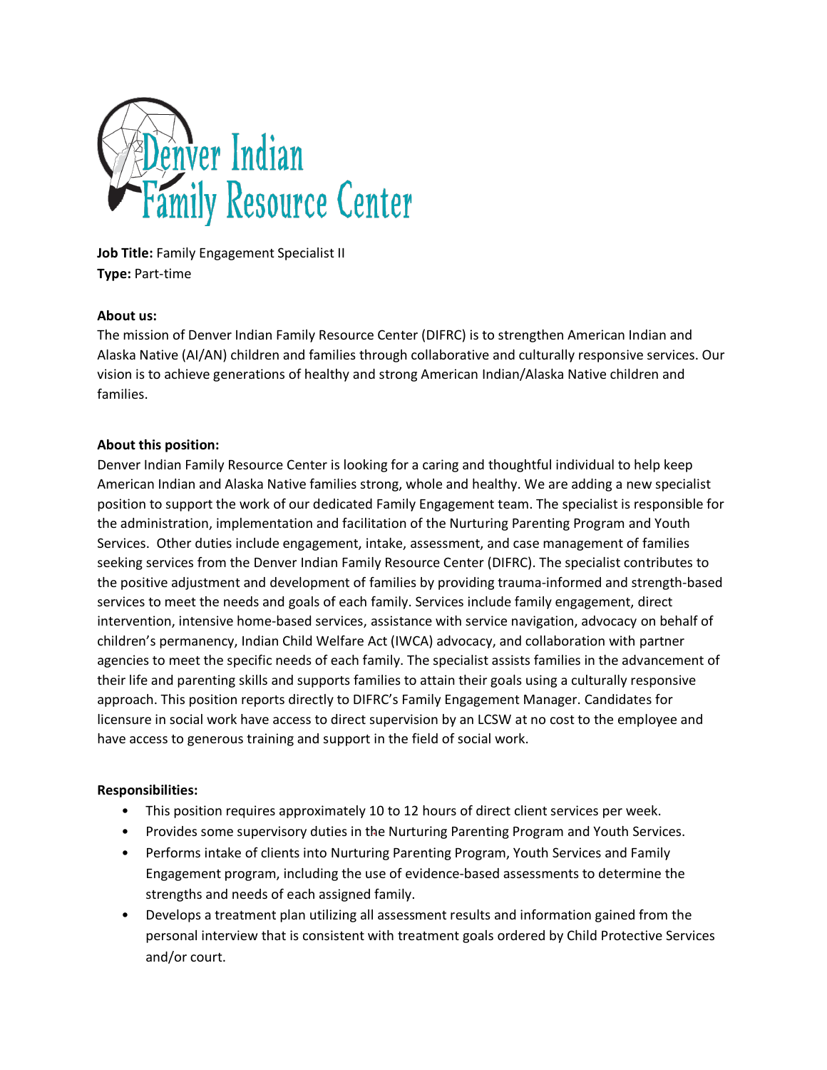**Job Title:** Family Engagement Specialist II
**Type:** Part-time

**About us:**
The mission of Denver Indian Family Resource Center (DIFRC) is to strengthen American Indian and Alaska Native (AI/AN) children and families through collaborative and culturally responsive services. Our vision is to achieve generations of healthy and strong American Indian/Alaska Native children and families.

**About this position:**
Denver Indian Family Resource Center is looking for a caring and thoughtful individual to help keep American Indian and Alaska Native families strong, whole and healthy. We are adding a new specialist position to support the work of our dedicated Family Engagement team. The specialist is responsible for the administration, implementation and facilitation of the Nurturing Parenting Program and Youth Services. Other duties include engagement, intake, assessment, and case management of families seeking services from the Denver Indian Family Resource Center (DIFRC). The specialist contributes to the positive adjustment and development of families by providing trauma-informed and strength-based services to meet the needs and goals of each family. Services include family engagement, direct intervention, intensive home-based services, assistance with service navigation, advocacy on behalf of children's permanency, Indian Child Welfare Act (IWCA) advocacy, and collaboration with partner agencies to meet the specific needs of each family. The specialist assists families in the advancement of their life and parenting skills and supports families to attain their goals using a culturally responsive approach. This position reports directly to DIFRC's Family Engagement Manager. Candidates for licensure in social work have access to direct supervision by an LCSW at no cost to the employee and have access to generous training and support in the field of social work.

**Responsibilities:**

- This position requires approximately 10 to 12 hours of direct client services per week.
- Provides some supervisory duties in the Nurturing Parenting Program and Youth Services.
- Performs intake of clients into Nurturing Parenting Program, Youth Services and Family Engagement program, including the use of evidence-based assessments to determine the strengths and needs of each assigned family.
- Develops a treatment plan utilizing all assessment results and information gained from the personal interview that is consistent with treatment goals ordered by Child Protective Services and/or court.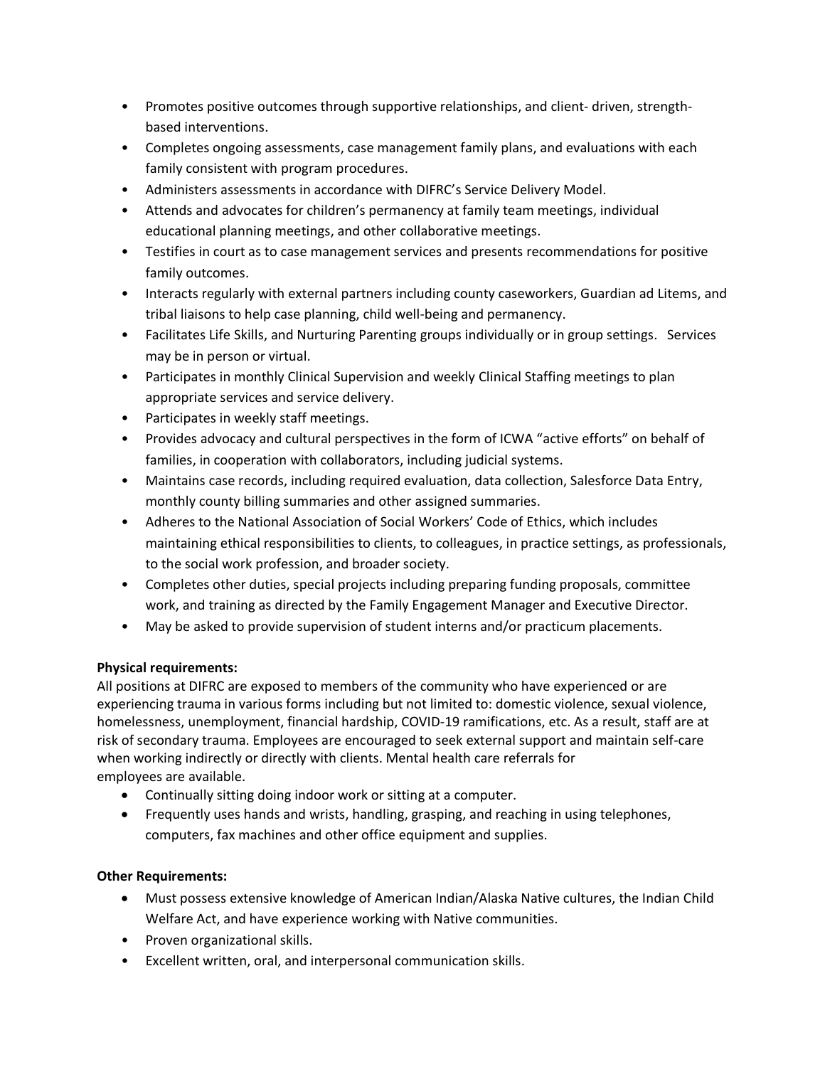- Promotes positive outcomes through supportive relationships, and client- driven, strength-based interventions.
- Completes ongoing assessments, case management family plans, and evaluations with each family consistent with program procedures.
- Administers assessments in accordance with DIFRC's Service Delivery Model.
- Attends and advocates for children's permanency at family team meetings, individual educational planning meetings, and other collaborative meetings.
- Testifies in court as to case management services and presents recommendations for positive family outcomes.
- Interacts regularly with external partners including county caseworkers, Guardian ad Litems, and tribal liaisons to help case planning, child well-being and permanency.
- Facilitates Life Skills, and Nurturing Parenting groups individually or in group settings. Services may be in person or virtual.
- Participates in monthly Clinical Supervision and weekly Clinical Staffing meetings to plan appropriate services and service delivery.
- Participates in weekly staff meetings.
- Provides advocacy and cultural perspectives in the form of ICWA "active efforts" on behalf of families, in cooperation with collaborators, including judicial systems.
- Maintains case records, including required evaluation, data collection, Salesforce Data Entry, monthly county billing summaries and other assigned summaries.
- Adheres to the National Association of Social Workers' Code of Ethics, which includes maintaining ethical responsibilities to clients, to colleagues, in practice settings, as professionals, to the social work profession, and broader society.
- Completes other duties, special projects including preparing funding proposals, committee work, and training as directed by the Family Engagement Manager and Executive Director.
- May be asked to provide supervision of student interns and/or practicum placements.

**Physical requirements:**

All positions at DIFRC are exposed to members of the community who have experienced or are experiencing trauma in various forms including but not limited to: domestic violence, sexual violence, homelessness, unemployment, financial hardship, COVID-19 ramifications, etc. As a result, staff are at risk of secondary trauma. Employees are encouraged to seek external support and maintain self-care when working indirectly or directly with clients. Mental health care referrals for employees are available.

- Continually sitting doing indoor work or sitting at a computer.
- Frequently uses hands and wrists, handling, grasping, and reaching in using telephones, computers, fax machines and other office equipment and supplies.

**Other Requirements:**

- Must possess extensive knowledge of American Indian/Alaska Native cultures, the Indian Child Welfare Act, and have experience working with Native communities.
- Proven organizational skills.
- Excellent written, oral, and interpersonal communication skills.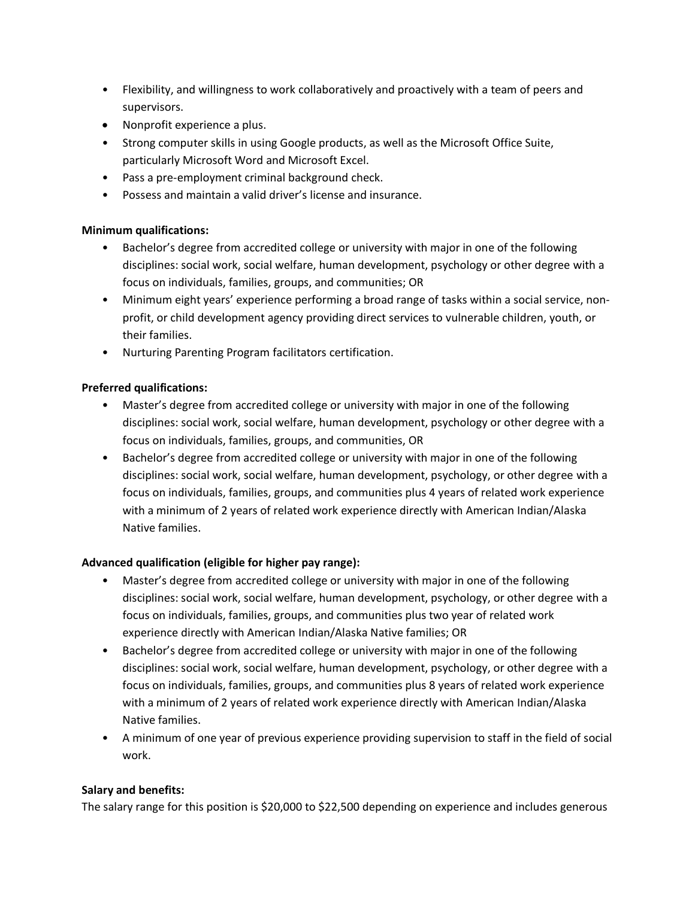- Flexibility, and willingness to work collaboratively and proactively with a team of peers and supervisors.
- Nonprofit experience a plus.
- Strong computer skills in using Google products, as well as the Microsoft Office Suite, particularly Microsoft Word and Microsoft Excel.
- Pass a pre-employment criminal background check.
- Possess and maintain a valid driver's license and insurance.

**Minimum qualifications:**

- Bachelor's degree from accredited college or university with major in one of the following disciplines: social work, social welfare, human development, psychology or other degree with a focus on individuals, families, groups, and communities; OR
- Minimum eight years' experience performing a broad range of tasks within a social service, non-profit, or child development agency providing direct services to vulnerable children, youth, or their families.
- Nurturing Parenting Program facilitators certification.

**Preferred qualifications:**

- Master's degree from accredited college or university with major in one of the following disciplines: social work, social welfare, human development, psychology or other degree with a focus on individuals, families, groups, and communities, OR
- Bachelor's degree from accredited college or university with major in one of the following disciplines: social work, social welfare, human development, psychology, or other degree with a focus on individuals, families, groups, and communities plus 4 years of related work experience with a minimum of 2 years of related work experience directly with American Indian/Alaska Native families.

**Advanced qualification (eligible for higher pay range):**

- Master's degree from accredited college or university with major in one of the following disciplines: social work, social welfare, human development, psychology, or other degree with a focus on individuals, families, groups, and communities plus two year of related work experience directly with American Indian/Alaska Native families; OR
- Bachelor's degree from accredited college or university with major in one of the following disciplines: social work, social welfare, human development, psychology, or other degree with a focus on individuals, families, groups, and communities plus 8 years of related work experience with a minimum of 2 years of related work experience directly with American Indian/Alaska Native families.
- A minimum of one year of previous experience providing supervision to staff in the field of social work.

**Salary and benefits:**

The salary range for this position is $20,000 to $22,500 depending on experience and includes generous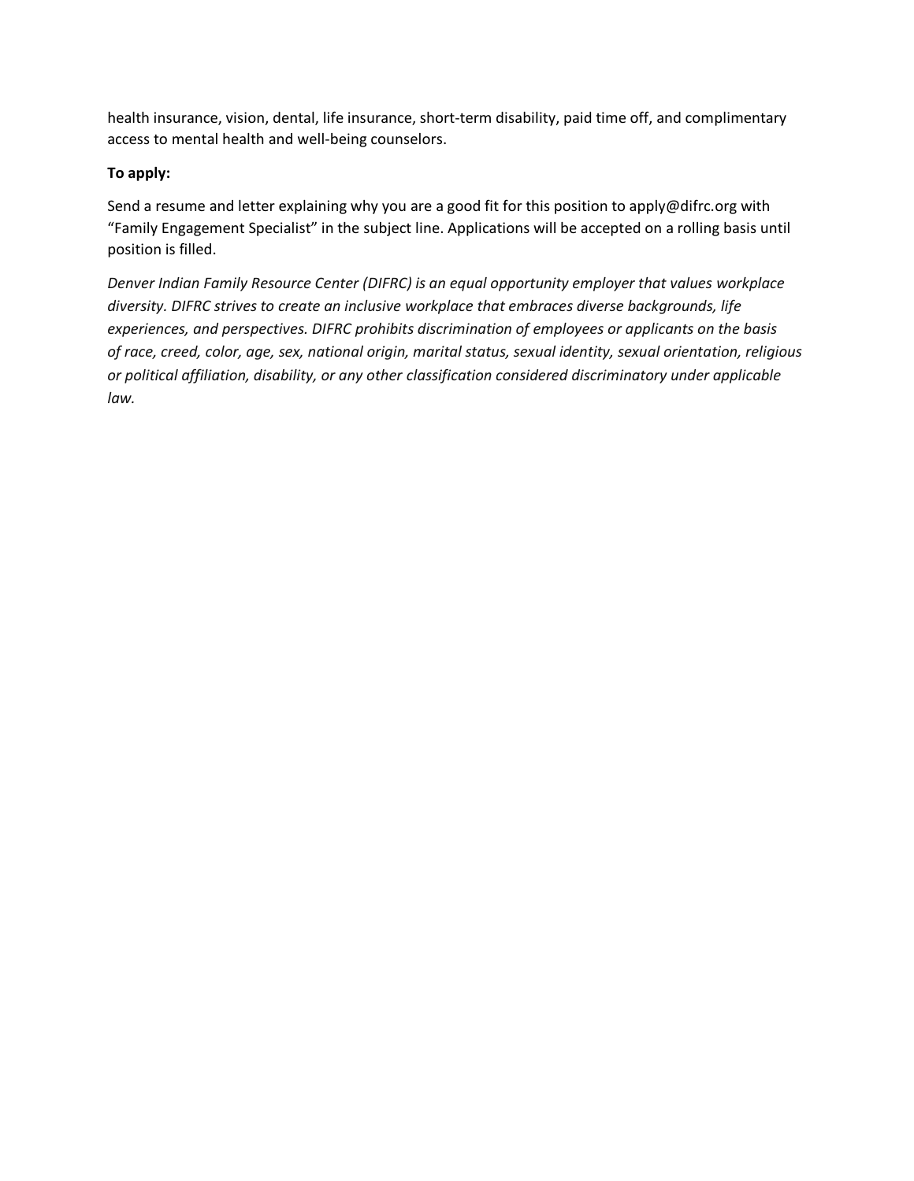health insurance, vision, dental, life insurance, short-term disability, paid time off, and complimentary access to mental health and well-being counselors.

**To apply:**

Send a resume and letter explaining why you are a good fit for this position to apply@difrc.org with "Family Engagement Specialist" in the subject line. Applications will be accepted on a rolling basis until position is filled.

*Denver Indian Family Resource Center (DIFRC) is an equal opportunity employer that values workplace diversity. DIFRC strives to create an inclusive workplace that embraces diverse backgrounds, life experiences, and perspectives. DIFRC prohibits discrimination of employees or applicants on the basis of race, creed, color, age, sex, national origin, marital status, sexual identity, sexual orientation, religious or political affiliation, disability, or any other classification considered discriminatory under applicable law.*